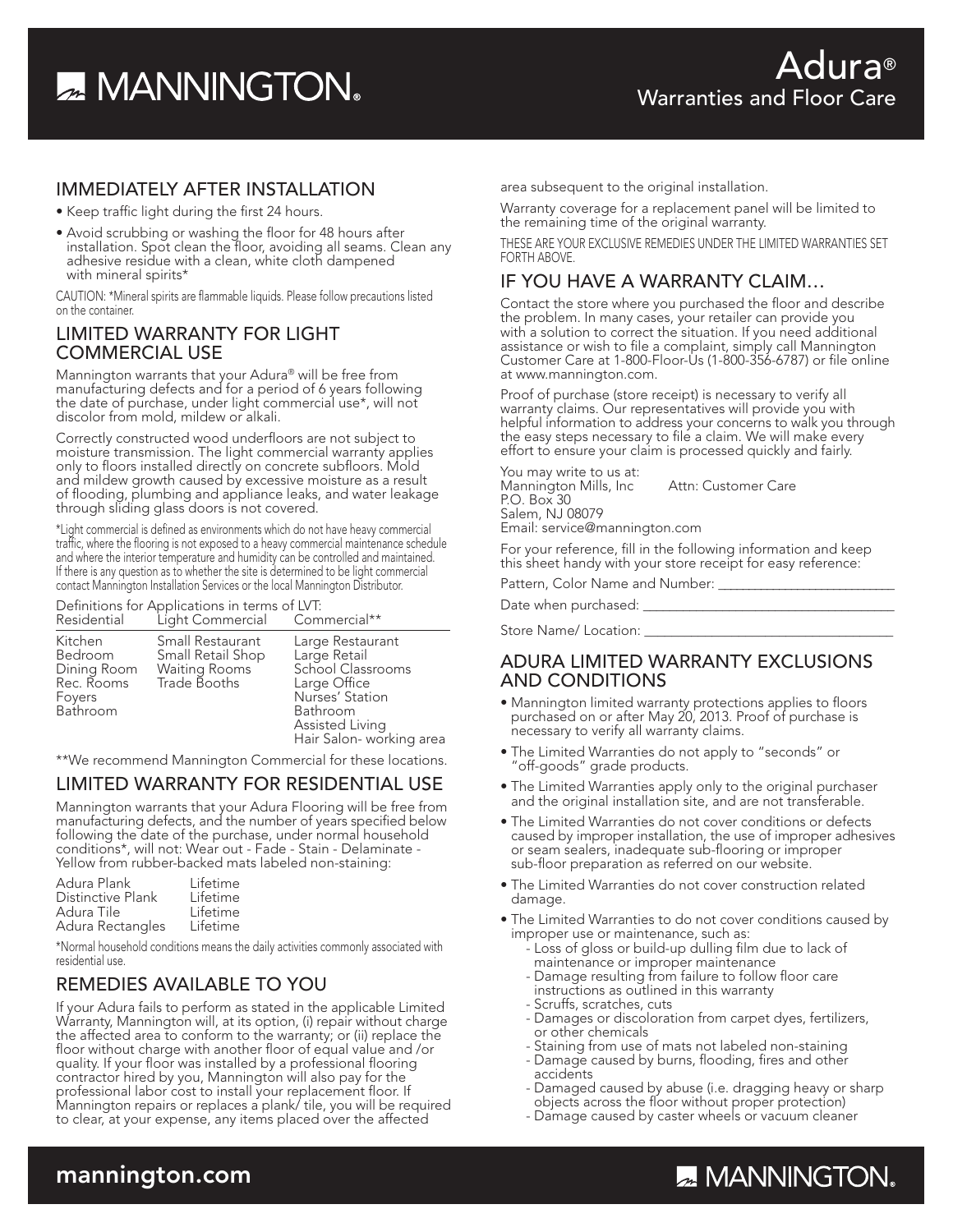# Adura®

## Warranties and Floor Care

## IMMEDIATELY AFTER INSTALLATION

- Keep traffic light during the first 24 hours.
- Avoid scrubbing or washing the floor for 48 hours after installation. Spot clean the floor, avoiding all seams. Clean any adhesive residue with a clean, white cloth dampened with mineral spirits*

CAUTION: *Mineral spirits are flammable liquids. Please follow precautions listed on the container.

## LIMITED WARRANTY FOR LIGHT COMMERCIAL USE

Mannington warrants that your Adura® will be free from manufacturing defects and for a period of 6 years following the date of purchase, under light commercial use*, will not discolor from mold, mildew or alkali.

Correctly constructed wood underfloors are not subject to moisture transmission. The light commercial warranty applies only to floors installed directly on concrete subfloors. Mold and mildew growth caused by excessive moisture as a result of flooding, plumbing and appliance leaks, and water leakage through sliding glass doors is not covered.

*Light commercial is defined as environments which do not have heavy commercial traffic, where the flooring is not exposed to a heavy commercial maintenance schedule and where the interior temperature and humidity can be controlled and maintained. If there is any question as to whether the site is determined to be light commercial contact Mannington Installation Services or the local Mannington Distributor.

Definitions for Applications in terms of LVT:

| Residential | Light Commercial | Commercial** |
|---|---|---|
| Kitchen | Small Restaurant | Large Restaurant |
| Bedroom | Small Retail Shop | Large Retail |
| Dining Room | Waiting Rooms | School Classrooms |
| Rec. Rooms | Trade Booths | Large Office |
| Foyers | | Nurses' Station |
| Bathroom | | Bathroom |
| | | Assisted Living |
| | | Hair Salon- working area |

**We recommend Mannington Commercial for these locations.

## LIMITED WARRANTY FOR RESIDENTIAL USE

Mannington warrants that your Adura Flooring will be free from manufacturing defects, and the number of years specified below following the date of the purchase, under normal household conditions*, will not: Wear out - Fade - Stain - Delaminate - Yellow from rubber-backed mats labeled non-staining:

| | |
|---|---|
| Adura Plank | Lifetime |
| Distinctive Plank | Lifetime |
| Adura Tile | Lifetime |
| Adura Rectangles | Lifetime |

*Normal household conditions means the daily activities commonly associated with residential use.

## REMEDIES AVAILABLE TO YOU

If your Adura fails to perform as stated in the applicable Limited Warranty, Mannington will, at its option, (i) repair without charge the affected area to conform to the warranty; or (ii) replace the floor without charge with another floor of equal value and /or quality. If your floor was installed by a professional flooring contractor hired by you, Mannington will also pay for the professional labor cost to install your replacement floor. If Mannington repairs or replaces a plank/ tile, you will be required to clear, at your expense, any items placed over the affected area subsequent to the original installation.

Warranty coverage for a replacement panel will be limited to the remaining time of the original warranty.

THESE ARE YOUR EXCLUSIVE REMEDIES UNDER THE LIMITED WARRANTIES SET FORTH ABOVE.

## IF YOU HAVE A WARRANTY CLAIM…

Contact the store where you purchased the floor and describe the problem. In many cases, your retailer can provide you with a solution to correct the situation. If you need additional assistance or wish to file a complaint, simply call Mannington Customer Care at 1-800-Floor-Us (1-800-356-6787) or file online at www.mannington.com.

Proof of purchase (store receipt) is necessary to verify all warranty claims. Our representatives will provide you with helpful information to address your concerns to walk you through the easy steps necessary to file a claim. We will make every effort to ensure your claim is processed quickly and fairly.

You may write to us at:
Mannington Mills, Inc Attn: Customer Care
P.O. Box 30
Salem, NJ 08079
Email: service@mannington.com

For your reference, fill in the following information and keep this sheet handy with your store receipt for easy reference:

Pattern, Color Name and Number: ___________________________

Date when purchased: ___________________________

Store Name/ Location: ___________________________

## ADURA LIMITED WARRANTY EXCLUSIONS AND CONDITIONS

- Mannington limited warranty protections applies to floors purchased on or after May 20, 2013. Proof of purchase is necessary to verify all warranty claims.
- The Limited Warranties do not apply to "seconds" or "off-goods" grade products.
- The Limited Warranties apply only to the original purchaser and the original installation site, and are not transferable.
- The Limited Warranties do not cover conditions or defects caused by improper installation, the use of improper adhesives or seam sealers, inadequate sub-flooring or improper sub-floor preparation as referred on our website.
- The Limited Warranties do not cover construction related damage.
- The Limited Warranties to do not cover conditions caused by improper use or maintenance, such as:
  - Loss of gloss or build-up dulling film due to lack of maintenance or improper maintenance
  - Damage resulting from failure to follow floor care instructions as outlined in this warranty
  - Scruffs, scratches, cuts
  - Damages or discoloration from carpet dyes, fertilizers, or other chemicals
  - Staining from use of mats not labeled non-staining
  - Damage caused by burns, flooding, fires and other accidents
  - Damaged caused by abuse (i.e. dragging heavy or sharp objects across the floor without proper protection)
  - Damage caused by caster wheels or vacuum cleaner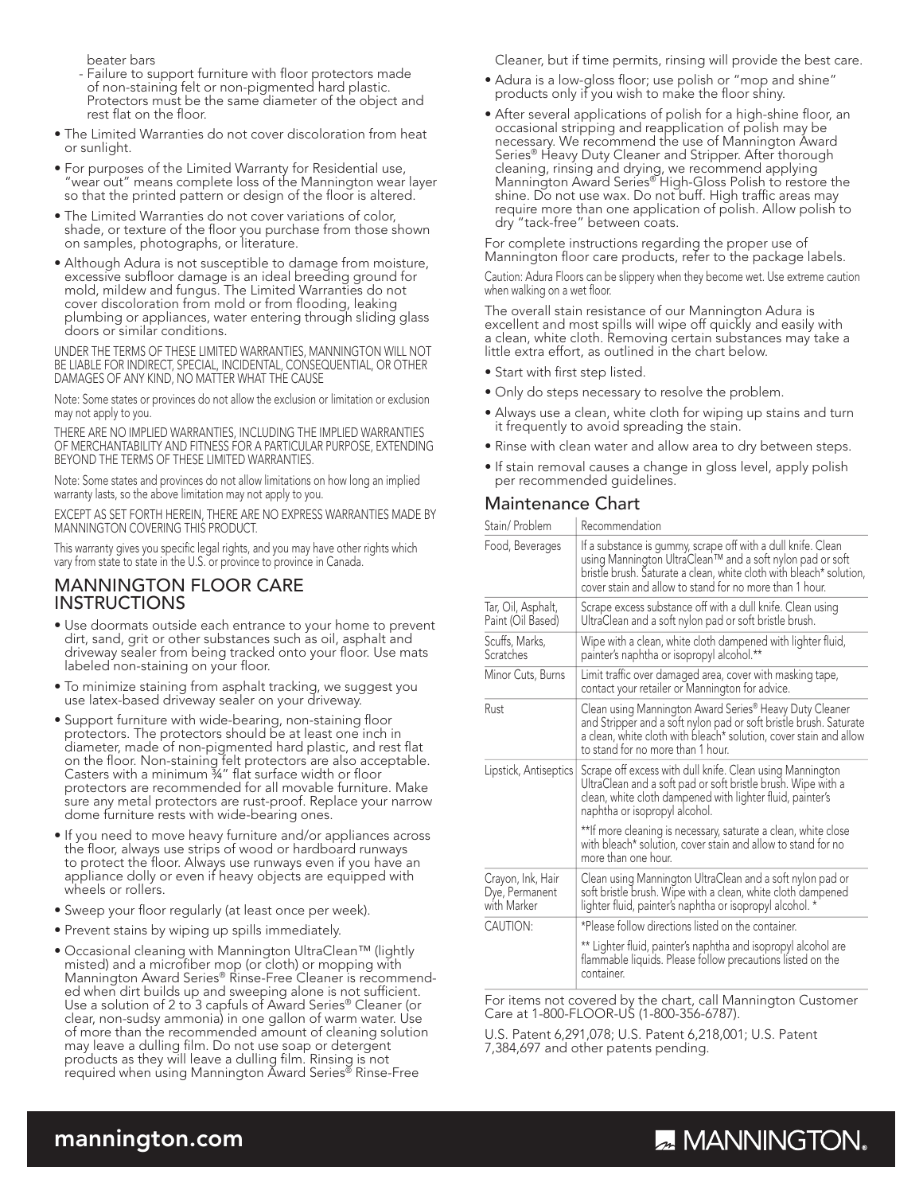beater bars

- Failure to support furniture with floor protectors made of non-staining felt or non-pigmented hard plastic. Protectors must be the same diameter of the object and rest flat on the floor.

- The Limited Warranties do not cover discoloration from heat or sunlight.
- For purposes of the Limited Warranty for Residential use, "wear out" means complete loss of the Mannington wear layer so that the printed pattern or design of the floor is altered.
- The Limited Warranties do not cover variations of color, shade, or texture of the floor you purchase from those shown on samples, photographs, or literature.
- Although Adura is not susceptible to damage from moisture, excessive subfloor damage is an ideal breeding ground for mold, mildew and fungus. The Limited Warranties do not cover discoloration from mold or from flooding, leaking plumbing or appliances, water entering through sliding glass doors or similar conditions.

UNDER THE TERMS OF THESE LIMITED WARRANTIES, MANNINGTON WILL NOT BE LIABLE FOR INDIRECT, SPECIAL, INCIDENTAL, CONSEQUENTIAL, OR OTHER DAMAGES OF ANY KIND, NO MATTER WHAT THE CAUSE

Note: Some states or provinces do not allow the exclusion or limitation or exclusion may not apply to you.

THERE ARE NO IMPLIED WARRANTIES, INCLUDING THE IMPLIED WARRANTIES OF MERCHANTABILITY AND FITNESS FOR A PARTICULAR PURPOSE, EXTENDING BEYOND THE TERMS OF THESE LIMITED WARRANTIES.

Note: Some states and provinces do not allow limitations on how long an implied warranty lasts, so the above limitation may not apply to you.

EXCEPT AS SET FORTH HEREIN, THERE ARE NO EXPRESS WARRANTIES MADE BY MANNINGTON COVERING THIS PRODUCT.

This warranty gives you specific legal rights, and you may have other rights which vary from state to state in the U.S. or province to province in Canada.

## MANNINGTON FLOOR CARE INSTRUCTIONS

- Use doormats outside each entrance to your home to prevent dirt, sand, grit or other substances such as oil, asphalt and driveway sealer from being tracked onto your floor. Use mats labeled non-staining on your floor.
- To minimize staining from asphalt tracking, we suggest you use latex-based driveway sealer on your driveway.
- Support furniture with wide-bearing, non-staining floor protectors. The protectors should be at least one inch in diameter, made of non-pigmented hard plastic, and rest flat on the floor. Non-staining felt protectors are also acceptable. Casters with a minimum ¾" flat surface width or floor protectors are recommended for all movable furniture. Make sure any metal protectors are rust-proof. Replace your narrow dome furniture rests with wide-bearing ones.
- If you need to move heavy furniture and/or appliances across the floor, always use strips of wood or hardboard runways to protect the floor. Always use runways even if you have an appliance dolly or even if heavy objects are equipped with wheels or rollers.
- Sweep your floor regularly (at least once per week).
- Prevent stains by wiping up spills immediately.
- Occasional cleaning with Mannington UltraClean™ (lightly misted) and a microfiber mop (or cloth) or mopping with Mannington Award Series® Rinse-Free Cleaner is recommended when dirt builds up and sweeping alone is not sufficient. Use a solution of 2 to 3 capfuls of Award Series® Cleaner (or clear, non-sudsy ammonia) in one gallon of warm water. Use of more than the recommended amount of cleaning solution may leave a dulling film. Do not use soap or detergent products as they will leave a dulling film. Rinsing is not required when using Mannington Award Series® Rinse-Free Cleaner, but if time permits, rinsing will provide the best care.
- Adura is a low-gloss floor; use polish or "mop and shine" products only if you wish to make the floor shiny.
- After several applications of polish for a high-shine floor, an occasional stripping and reapplication of polish may be necessary. We recommend the use of Mannington Award Series® Heavy Duty Cleaner and Stripper. After thorough cleaning, rinsing and drying, we recommend applying Mannington Award Series® High-Gloss Polish to restore the shine. Do not use wax. Do not buff. High traffic areas may require more than one application of polish. Allow polish to dry "tack-free" between coats.

For complete instructions regarding the proper use of Mannington floor care products, refer to the package labels.

Caution: Adura Floors can be slippery when they become wet. Use extreme caution when walking on a wet floor.

The overall stain resistance of our Mannington Adura is excellent and most spills will wipe off quickly and easily with a clean, white cloth. Removing certain substances may take a little extra effort, as outlined in the chart below.

- Start with first step listed.
- Only do steps necessary to resolve the problem.
- Always use a clean, white cloth for wiping up stains and turn it frequently to avoid spreading the stain.
- Rinse with clean water and allow area to dry between steps.
- If stain removal causes a change in gloss level, apply polish per recommended guidelines.

## Maintenance Chart

| Stain/ Problem | Recommendation |
|---|---|
| Food, Beverages | If a substance is gummy, scrape off with a dull knife. Clean using Mannington UltraClean™ and a soft nylon pad or soft bristle brush. Saturate a clean, white cloth with bleach* solution, cover stain and allow to stand for no more than 1 hour. |
| Tar, Oil, Asphalt, Paint (Oil Based) | Scrape excess substance off with a dull knife. Clean using UltraClean and a soft nylon pad or soft bristle brush. |
| Scuffs, Marks, Scratches | Wipe with a clean, white cloth dampened with lighter fluid, painter's naphtha or isopropyl alcohol.** |
| Minor Cuts, Burns | Limit traffic over damaged area, cover with masking tape, contact your retailer or Mannington for advice. |
| Rust | Clean using Mannington Award Series® Heavy Duty Cleaner and Stripper and a soft nylon pad or soft bristle brush. Saturate a clean, white cloth with bleach* solution, cover stain and allow to stand for no more than 1 hour. |
| Lipstick, Antiseptics | Scrape off excess with dull knife. Clean using Mannington UltraClean and a soft pad or soft bristle brush. Wipe with a clean, white cloth dampened with lighter fluid, painter's naphtha or isopropyl alcohol.<br><br>**If more cleaning is necessary, saturate a clean, white close with bleach* solution, cover stain and allow to stand for no more than one hour. |
| Crayon, Ink, Hair Dye, Permanent with Marker | Clean using Mannington UltraClean and a soft nylon pad or soft bristle brush. Wipe with a clean, white cloth dampened lighter fluid, painter's naphtha or isopropyl alcohol. * |
| CAUTION: | *Please follow directions listed on the container.<br><br>** Lighter fluid, painter's naphtha and isopropyl alcohol are flammable liquids. Please follow precautions listed on the container. |

For items not covered by the chart, call Mannington Customer Care at 1-800-FLOOR-US (1-800-356-6787).

U.S. Patent 6,291,078; U.S. Patent 6,218,001; U.S. Patent 7,384,697 and other patents pending.

mannington.com

MANNINGTON®